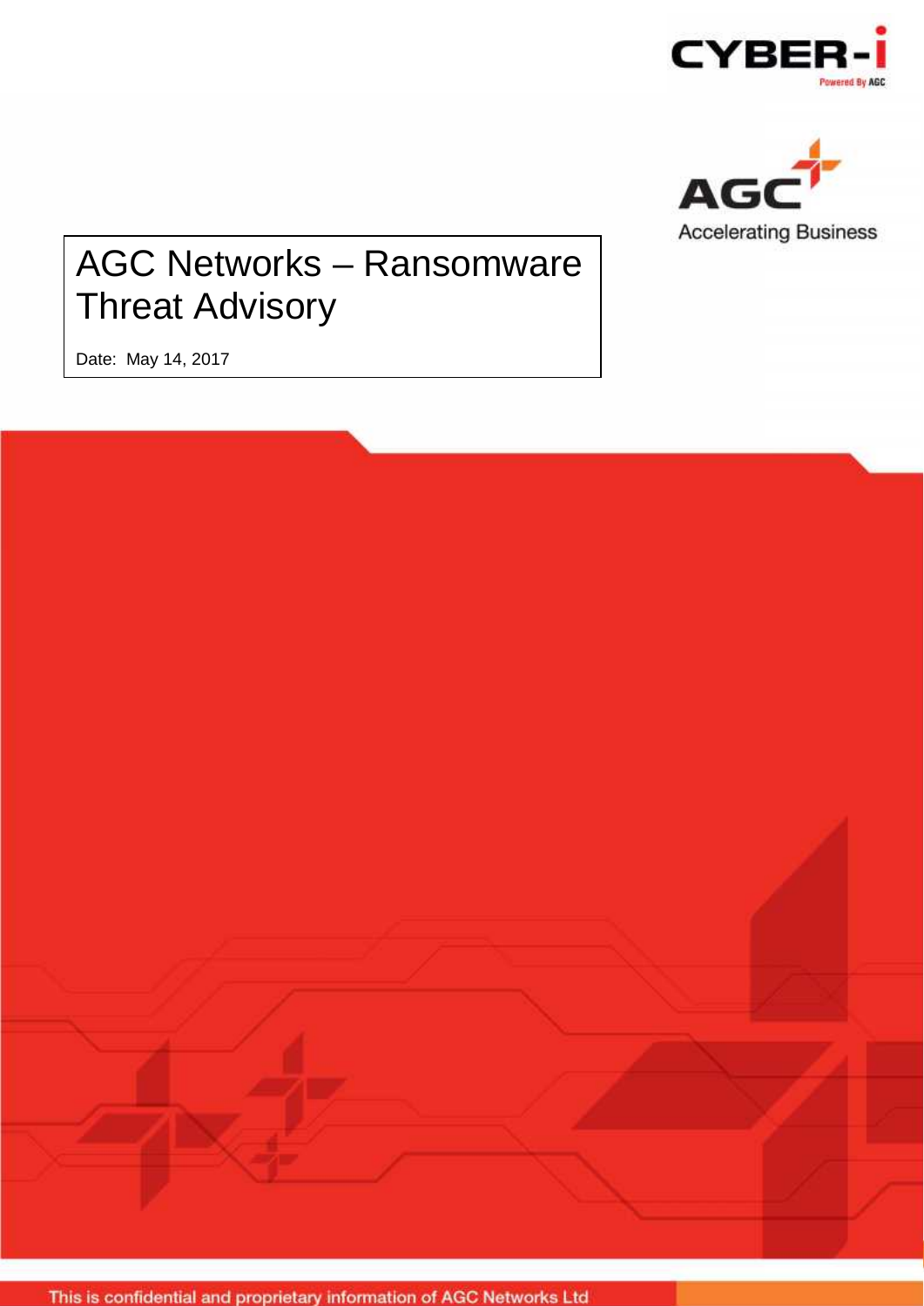# AGC Networks – Ransomware Threat Advisory

Date: May 14, 2017

This is confidential and proprietary information of AGC Networks Ltd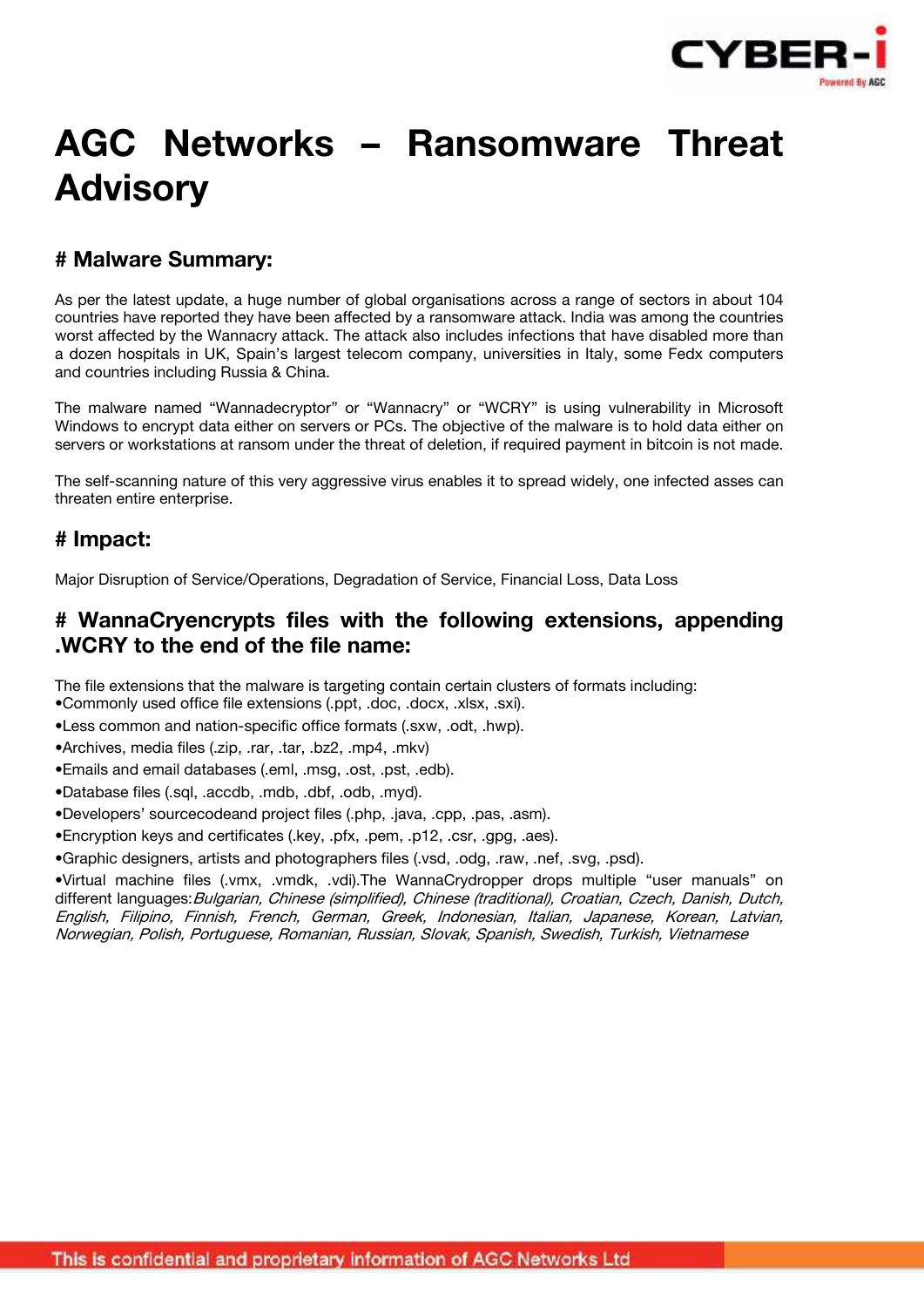# AGC Networks – Ransomware Threat Advisory

## # Malware Summary:

As per the latest update, a huge number of global organisations across a range of sectors in about 104 countries have reported they have been affected by a ransomware attack. India was among the countries worst affected by the Wannacry attack. The attack also includes infections that have disabled more than a dozen hospitals in UK, Spain's largest telecom company, universities in Italy, some Fedx computers and countries including Russia & China.

The malware named "Wannadecryptor" or "Wannacry" or "WCRY" is using vulnerability in Microsoft Windows to encrypt data either on servers or PCs. The objective of the malware is to hold data either on servers or workstations at ransom under the threat of deletion, if required payment in bitcoin is not made.

The self-scanning nature of this very aggressive virus enables it to spread widely, one infected asses can threaten entire enterprise.

## # Impact:

Major Disruption of Service/Operations, Degradation of Service, Financial Loss, Data Loss

## # WannaCryencrypts files with the following extensions, appending .WCRY to the end of the file name:

The file extensions that the malware is targeting contain certain clusters of formats including:

- •Commonly used office file extensions (.ppt, .doc, .docx, .xlsx, .sxi).
- •Less common and nation-specific office formats (.sxw, .odt, .hwp).
- •Archives, media files (.zip, .rar, .tar, .bz2, .mp4, .mkv)
- •Emails and email databases (.eml, .msg, .ost, .pst, .edb).
- •Database files (.sql, .accdb, .mdb, .dbf, .odb, .myd).
- •Developers' sourcecodeand project files (.php, .java, .cpp, .pas, .asm).
- •Encryption keys and certificates (.key, .pfx, .pem, .p12, .csr, .gpg, .aes).
- •Graphic designers, artists and photographers files (.vsd, .odg, .raw, .nef, .svg, .psd).
- •Virtual machine files (.vmx, .vmdk, .vdi).The WannaCrydropper drops multiple "user manuals" on different languages:*Bulgarian, Chinese (simplified), Chinese (traditional), Croatian, Czech, Danish, Dutch, English, Filipino, Finnish, French, German, Greek, Indonesian, Italian, Japanese, Korean, Latvian, Norwegian, Polish, Portuguese, Romanian, Russian, Slovak, Spanish, Swedish, Turkish, Vietnamese*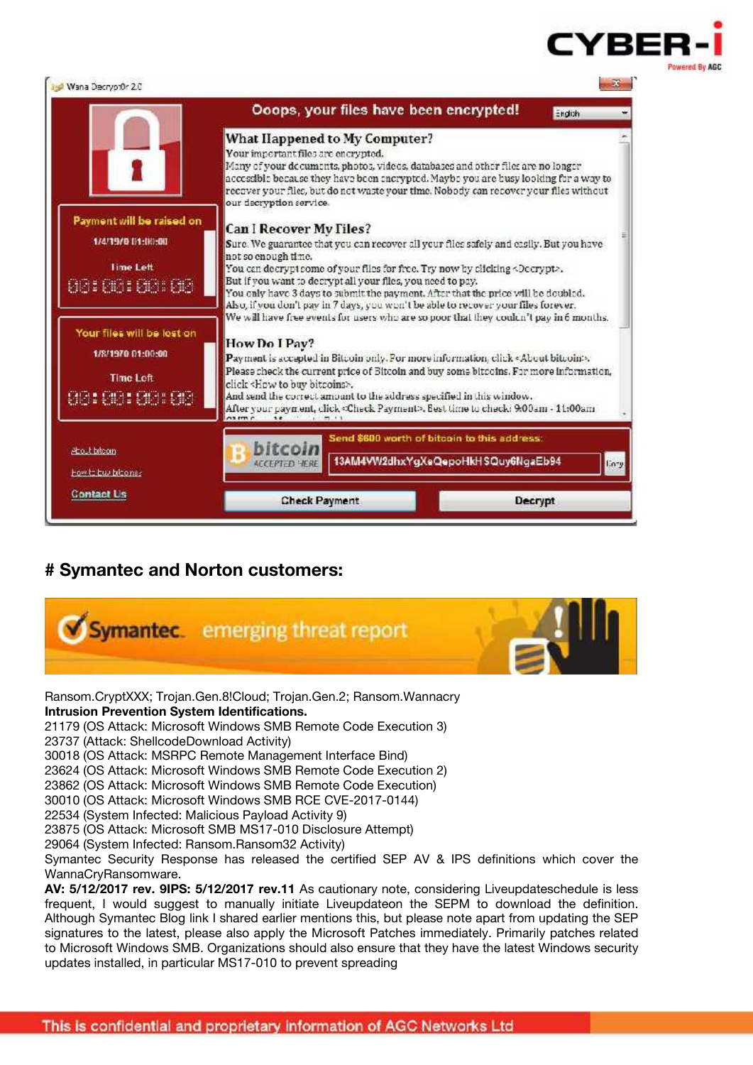# Symantec and Norton customers:

Ransom.CryptXXX; Trojan.Gen.8!Cloud; Trojan.Gen.2; Ransom.Wannacry

**Intrusion Prevention System Identifications.**

21179 (OS Attack: Microsoft Windows SMB Remote Code Execution 3)
23737 (Attack: ShellcodeDownload Activity)
30018 (OS Attack: MSRPC Remote Management Interface Bind)
23624 (OS Attack: Microsoft Windows SMB Remote Code Execution 2)
23862 (OS Attack: Microsoft Windows SMB Remote Code Execution)
30010 (OS Attack: Microsoft Windows SMB RCE CVE-2017-0144)
22534 (System Infected: Malicious Payload Activity 9)
23875 (OS Attack: Microsoft SMB MS17-010 Disclosure Attempt)
29064 (System Infected: Ransom.Ransom32 Activity)

Symantec Security Response has released the certified SEP AV & IPS definitions which cover the WannaCryRansomware.

**AV: 5/12/2017 rev. 9IPS: 5/12/2017 rev.11** As cautionary note, considering Liveupdateschedule is less frequent, I would suggest to manually initiate Liveupdateon the SEPM to download the definition. Although Symantec Blog link I shared earlier mentions this, but please note apart from updating the SEP signatures to the latest, please also apply the Microsoft Patches immediately. Primarily patches related to Microsoft Windows SMB. Organizations should also ensure that they have the latest Windows security updates installed, in particular MS17-010 to prevent spreading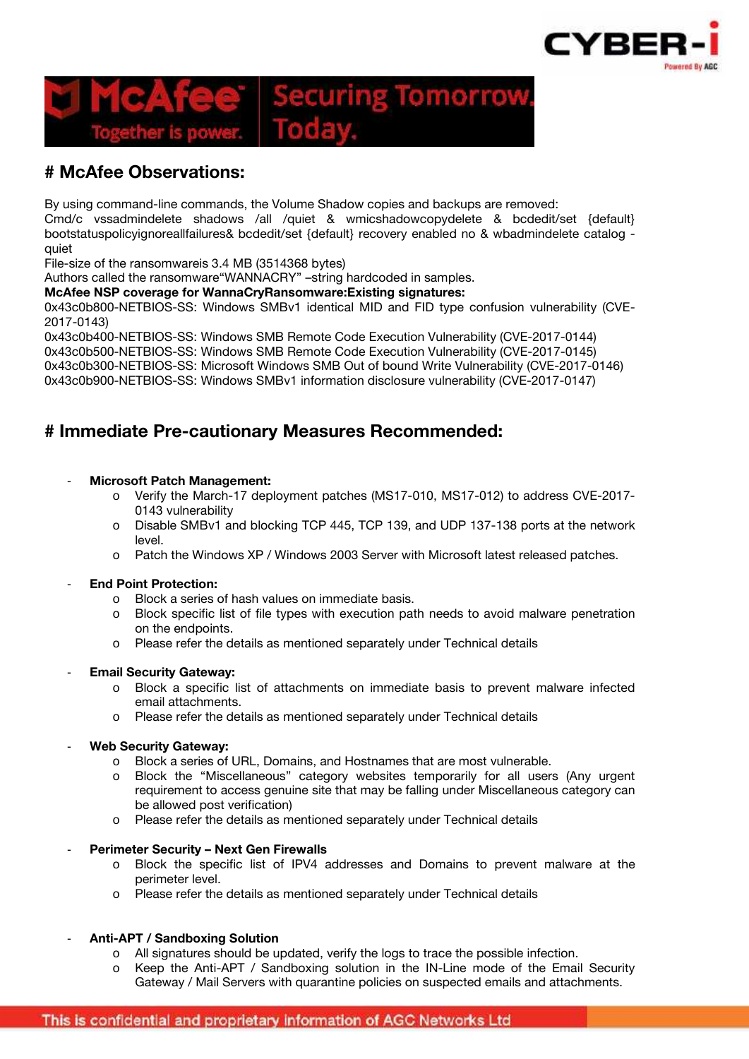# McAfee Observations:

By using command-line commands, the Volume Shadow copies and backups are removed:
Cmd/c vssadmindelete shadows /all /quiet & wmicshadowcopydelete & bcdedit/set {default} bootstatuspolicyignoreallfailures& bcdedit/set {default} recovery enabled no & wbadmindelete catalog -quiet
File-size of the ransomwareis 3.4 MB (3514368 bytes)
Authors called the ransomware"WANNACRY" –string hardcoded in samples.
**McAfee NSP coverage for WannaCryRansomware:Existing signatures:**
0x43c0b800-NETBIOS-SS: Windows SMBv1 identical MID and FID type confusion vulnerability (CVE-2017-0143)
0x43c0b400-NETBIOS-SS: Windows SMB Remote Code Execution Vulnerability (CVE-2017-0144)
0x43c0b500-NETBIOS-SS: Windows SMB Remote Code Execution Vulnerability (CVE-2017-0145)
0x43c0b300-NETBIOS-SS: Microsoft Windows SMB Out of bound Write Vulnerability (CVE-2017-0146)
0x43c0b900-NETBIOS-SS: Windows SMBv1 information disclosure vulnerability (CVE-2017-0147)

# Immediate Pre-cautionary Measures Recommended:

- **Microsoft Patch Management:**
  - Verify the March-17 deployment patches (MS17-010, MS17-012) to address CVE-2017-0143 vulnerability
  - Disable SMBv1 and blocking TCP 445, TCP 139, and UDP 137-138 ports at the network level.
  - Patch the Windows XP / Windows 2003 Server with Microsoft latest released patches.

- **End Point Protection:**
  - Block a series of hash values on immediate basis.
  - Block specific list of file types with execution path needs to avoid malware penetration on the endpoints.
  - Please refer the details as mentioned separately under Technical details

- **Email Security Gateway:**
  - Block a specific list of attachments on immediate basis to prevent malware infected email attachments.
  - Please refer the details as mentioned separately under Technical details

- **Web Security Gateway:**
  - Block a series of URL, Domains, and Hostnames that are most vulnerable.
  - Block the "Miscellaneous" category websites temporarily for all users (Any urgent requirement to access genuine site that may be falling under Miscellaneous category can be allowed post verification)
  - Please refer the details as mentioned separately under Technical details

- **Perimeter Security – Next Gen Firewalls**
  - Block the specific list of IPV4 addresses and Domains to prevent malware at the perimeter level.
  - Please refer the details as mentioned separately under Technical details

- **Anti-APT / Sandboxing Solution**
  - All signatures should be updated, verify the logs to trace the possible infection.
  - Keep the Anti-APT / Sandboxing solution in the IN-Line mode of the Email Security Gateway / Mail Servers with quarantine policies on suspected emails and attachments.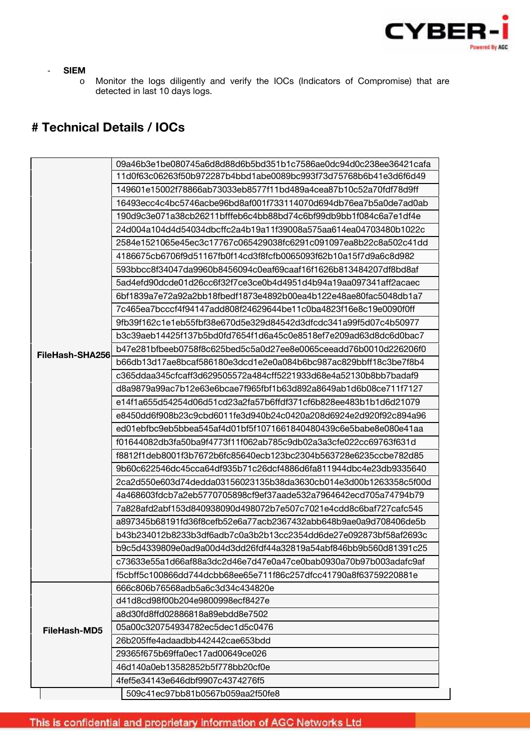- **SIEM**
    - Monitor the logs diligently and verify the IOCs (Indicators of Compromise) that are detected in last 10 days logs.

# Technical Details / IOCs

| | |
|---|---|
| FileHash-SHA256 | 09a46b3e1be080745a6d8d88d6b5bd351b1c7586ae0dc94d0c238ee36421cafa |
| | 11d0f63c06263f50b972287b4bbd1abe0089bc993f73d75768b6b41e3d6f6d49 |
| | 149601e15002f78866ab73033eb8577f11bd489a4cea87b10c52a70fdf78d9ff |
| | 16493ecc4c4bc5746acbe96bd8af001f733114070d694db76ea7b5a0de7ad0ab |
| | 190d9c3e071a38cb26211bfffeb6c4bb88bd74c6bf99db9bb1f084c6a7e1df4e |
| | 24d004a104d4d54034dbcffc2a4b19a11f39008a575aa614ea04703480b1022c |
| | 2584e1521065e45ec3c17767c065429038fc6291c091097ea8b22c8a502c41dd |
| | 4186675cb6706f9d51167fb0f14cd3f8fcfb0065093f62b10a15f7d9a6c8d982 |
| | 593bbcc8f34047da9960b8456094c0eaf69caaf16f1626b813484207df8bd8af |
| | 5ad4efd90dcde01d26cc6f32f7ce3ce0b4d4951d4b94a19aa097341aff2acaec |
| | 6bf1839a7e72a92a2bb18fbedf1873e4892b00ea4b122e48ae80fac5048db1a7 |
| | 7c465ea7bcccf4f94147add808f24629644be11c0ba4823f16e8c19e0090f0ff |
| | 9fb39f162c1e1eb55fbf38e670d5e329d84542d3dfcdc341a99f5d07c4b50977 |
| | b3c39aeb14425f137b5bd0fd7654f1d6a45c0e8518ef7e209ad63d8dc6d0bac7 |
| | b47e281bfbeeb0758f8c625bed5c5a0d27ee8e0065ceeadd76b0010d226206f0 |
| | b66db13d17ae8bcaf586180e3dcd1e2e0a084b6bc987ac829bbff18c3be7f8b4 |
| | c365ddaa345cfcaff3d629505572a484cff5221933d68e4a52130b8bb7badaf9 |
| | d8a9879a99ac7b12e63e6bcae7f965fbf1b63d892a8649ab1d6b08ce711f7127 |
| | e14f1a655d54254d06d51cd23a2fa57b6ffdf371cf6b828ee483b1b1d6d21079 |
| | e8450dd6f908b23c9cbd6011fe3d940b24c0420a208d6924e2d920f92c894a96 |
| | ed01ebfbc9eb5bbea545af4d01bf5f1071661840480439c6e5babe8e080e41aa |
| | f01644082db3fa50ba9f4773f11f062ab785c9db02a3a3cfe022cc69763f631d |
| | f8812f1deb8001f3b7672b6fc85640ecb123bc2304b563728e6235ccbe782d85 |
| | 9b60c622546dc45cca64df935b71c26dcf4886d6fa811944dbc4e23db9335640 |
| | 2ca2d550e603d74dedda03156023135b38da3630cb014e3d00b1263358c5f00d |
| | 4a468603fdcb7a2eb5770705898cf9ef37aade532a7964642ecd705a74794b79 |
| | 7a828afd2abf153d840938090d498072b7e507c7021e4cdd8c6baf727cafc545 |
| | a897345b68191fd36f8cefb52e6a77acb2367432abb648b9ae0a9d708406de5b |
| | b43b234012b8233b3df6adb7c0a3b2b13cc2354dd6de27e092873bf58af2693c |
| | b9c5d4339809e0ad9a00d4d3dd26fdf44a32819a54abf846bb9b560d81391c25 |
| | c73633e55a1d66af88a3dc2d46e7d47e0a47ce0bab0930a70b97b003adafc9af |
| | f5cbff5c100866dd744dcbb68ee65e711f86c257dfcc41790a8f63759220881e |
| FileHash-MD5 | 666c806b76568adb5a6c3d34c434820e |
| | d41d8cd98f00b204e9800998ecf8427e |
| | a8d30fd8ffd02886818a89ebdd8e7502 |
| | 05a00c320754934782ec5dec1d5c0476 |
| | 26b205ffe4adaadbb442442cae653bdd |
| | 29365f675b69ffa0ec17ad00649ce026 |
| | 46d140a0eb13582852b5f778bb20cf0e |
| | 4fef5e34143e646dbf9907c4374276f5 |
| | 509c41ec97bb81b0567b059aa2f50fe8 |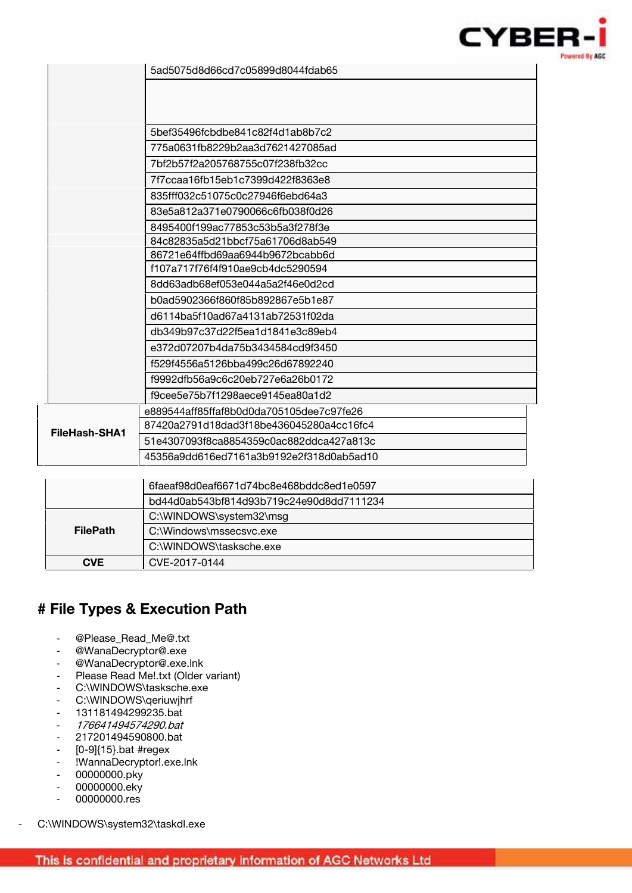| | |
|---|---|
| | 5ad5075d8d66cd7c05899d8044fdab65 |
| | |
| | 5bef35496fcbdbe841c82f4d1ab8b7c2 |
| | 775a0631fb8229b2aa3d7621427085ad |
| | 7bf2b57f2a205768755c07f238fb32cc |
| | 7f7ccaa16fb15eb1c7399d422f8363e8 |
| | 835fff032c51075c0c27946f6ebd64a3 |
| | 83e5a812a371e0790066c6fb038f0d26 |
| | 8495400f199ac77853c53b5a3f278f3e |
| | 84c82835a5d21bbcf75a61706d8ab549 |
| | 86721e64ffbd69aa6944b9672bcabb6d |
| | f107a717f76f4f910ae9cb4dc5290594 |
| | 8dd63adb68ef053e044a5a2f46e0d2cd |
| | b0ad5902366f860f85b892867e5b1e87 |
| | d6114ba5f10ad67a4131ab72531f02da |
| | db349b97c37d22f5ea1d1841e3c89eb4 |
| | e372d07207b4da75b3434584cd9f3450 |
| | f529f4556a5126bba499c26d67892240 |
| | f9992dfb56a9c6c20eb727e6a26b0172 |
| | f9cee5e75b7f1298aece9145ea80a1d2 |
| **FileHash-SHA1** | e889544aff85ffaf8b0d0da705105dee7c97fe26 |
| | 87420a2791d18dad3f18be436045280a4cc16fc4 |
| | 51e4307093f8ca8854359c0ac882ddca427a813c |
| | 45356a9dd616ed7161a3b9192e2f318d0ab5ad10 |
| | 6faeaf98d0eaf6671d74bc8e468bddc8ed1e0597 |
| | bd44d0ab543bf814d93b719c24e90d8dd7111234 |
| **FilePath** | C:\WINDOWS\system32\msg |
| | C:\Windows\mssecsvc.exe |
| | C:\WINDOWS\tasksche.exe |
| **CVE** | CVE-2017-0144 |

# # File Types & Execution Path

- @Please_Read_Me@.txt
- @WanaDecryptor@.exe
- @WanaDecryptor@.exe.lnk
- Please Read Me!.txt (Older variant)
- C:\WINDOWS\tasksche.exe
- C:\WINDOWS\qeriuwjhrf
- 131181494299235.bat
- *176641494574290.bat*
- 217201494590800.bat
- [0-9]{15}.bat #regex
- !WannaDecryptor!.exe.lnk
- 00000000.pky
- 00000000.eky
- 00000000.res

- C:\WINDOWS\system32\taskdl.exe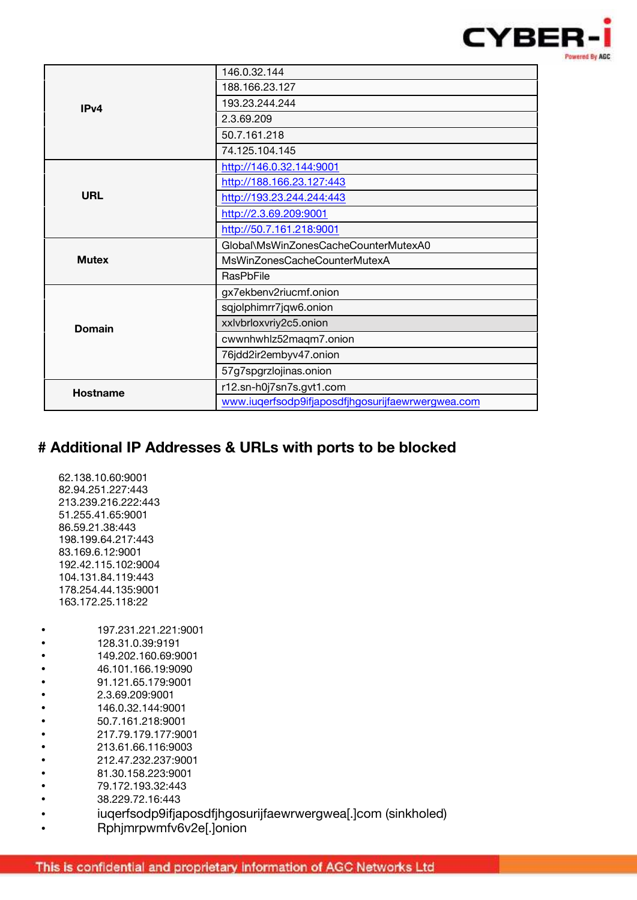| | |
|---|---|
| **IPv4** | 146.0.32.144 |
| | 188.166.23.127 |
| | 193.23.244.244 |
| | 2.3.69.209 |
| | 50.7.161.218 |
| | 74.125.104.145 |
| **URL** | http://146.0.32.144:9001 |
| | http://188.166.23.127:443 |
| | http://193.23.244.244:443 |
| | http://2.3.69.209:9001 |
| | http://50.7.161.218:9001 |
| **Mutex** | Global\MsWinZonesCacheCounterMutexA0 |
| | MsWinZonesCacheCounterMutexA |
| | RasPbFile |
| **Domain** | gx7ekbenv2riucmf.onion |
| | sqjolphimrr7jqw6.onion |
| | xxlvbrloxvriy2c5.onion |
| | cwwnhwhlz52maqm7.onion |
| | 76jdd2ir2embyv47.onion |
| | 57g7spgrzlojinas.onion |
| **Hostname** | r12.sn-h0j7sn7s.gvt1.com |
| | www.iuqerfsodp9ifjaposdfjhgosurijfaewrwergwea.com |

# Additional IP Addresses & URLs with ports to be blocked

62.138.10.60:9001
82.94.251.227:443
213.239.216.222:443
51.255.41.65:9001
86.59.21.38:443
198.199.64.217:443
83.169.6.12:9001
192.42.115.102:9004
104.131.84.119:443
178.254.44.135:9001
163.172.25.118:22

- 197.231.221.221:9001
- 128.31.0.39:9191
- 149.202.160.69:9001
- 46.101.166.19:9090
- 91.121.65.179:9001
- 2.3.69.209:9001
- 146.0.32.144:9001
- 50.7.161.218:9001
- 217.79.179.177:9001
- 213.61.66.116:9003
- 212.47.232.237:9001
- 81.30.158.223:9001
- 79.172.193.32:443
- 38.229.72.16:443
- iuqerfsodp9ifjaposdfjhgosurijfaewrwergwea[.]com (sinkholed)
- Rphjmrpwmfv6v2e[.]onion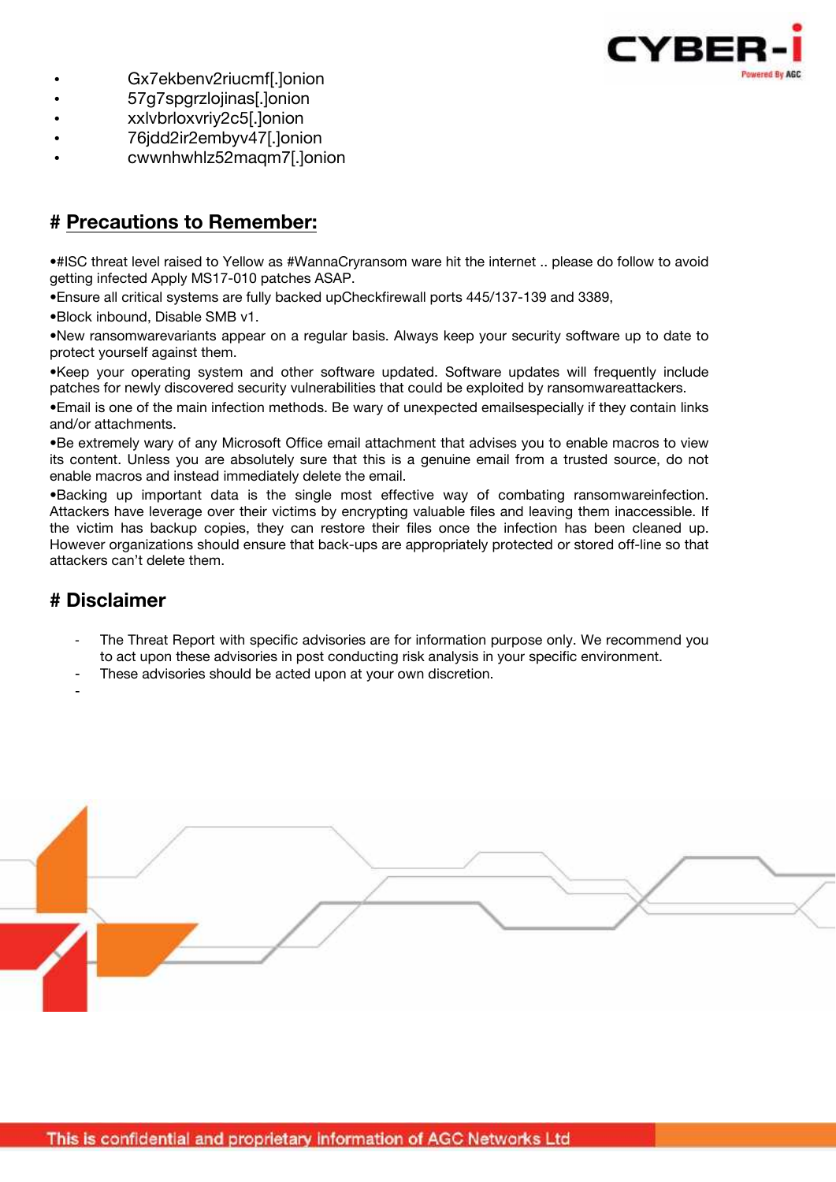- Gx7ekbenv2riucmf[.]onion
- 57g7spgrzlojinas[.]onion
- xxlvbrloxvriy2c5[.]onion
- 76jdd2ir2embyv47[.]onion
- cwwnhwhlz52maqm7[.]onion

# **Precautions to Remember:**

•#ISC threat level raised to Yellow as #WannaCryransom ware hit the internet .. please do follow to avoid getting infected Apply MS17-010 patches ASAP.

•Ensure all critical systems are fully backed upCheckfirewall ports 445/137-139 and 3389,

•Block inbound, Disable SMB v1.

•New ransomwarevariants appear on a regular basis. Always keep your security software up to date to protect yourself against them.

•Keep your operating system and other software updated. Software updates will frequently include patches for newly discovered security vulnerabilities that could be exploited by ransomwareattackers.

•Email is one of the main infection methods. Be wary of unexpected emailsespecially if they contain links and/or attachments.

•Be extremely wary of any Microsoft Office email attachment that advises you to enable macros to view its content. Unless you are absolutely sure that this is a genuine email from a trusted source, do not enable macros and instead immediately delete the email.

•Backing up important data is the single most effective way of combating ransomwareinfection. Attackers have leverage over their victims by encrypting valuable files and leaving them inaccessible. If the victim has backup copies, they can restore their files once the infection has been cleaned up. However organizations should ensure that back-ups are appropriately protected or stored off-line so that attackers can't delete them.

# Disclaimer

- The Threat Report with specific advisories are for information purpose only. We recommend you to act upon these advisories in post conducting risk analysis in your specific environment.
- These advisories should be acted upon at your own discretion.